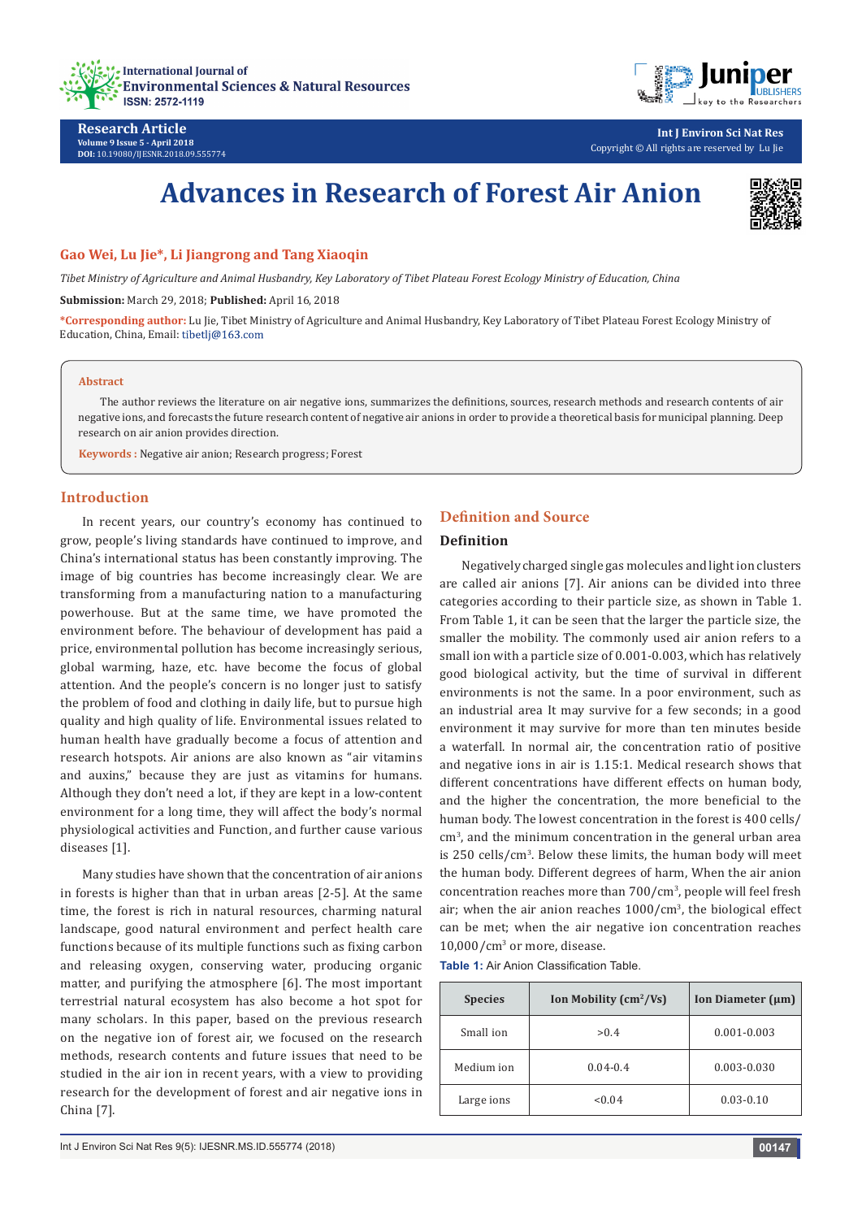Research Article

Volume 9 Issue 5 - April 2018

DOI: 10.19080/IJESNR.2018.09.555774

Int J Environ Sci Nat Res

Copyright © All rights are reserved by Lu Jie

# Advances in Research of Forest Air Anion

**Gao Wei, Lu Jie*, Li Jiangrong and Tang Xiaoqin**

*Tibet Ministry of Agriculture and Animal Husbandry, Key Laboratory of Tibet Plateau Forest Ecology Ministry of Education, China*

**Submission:** March 29, 2018; **Published:** April 16, 2018

***Corresponding author:** Lu Jie, Tibet Ministry of Agriculture and Animal Husbandry, Key Laboratory of Tibet Plateau Forest Ecology Ministry of Education, China, Email: tibetlj@163.com

**Abstract**

The author reviews the literature on air negative ions, summarizes the definitions, sources, research methods and research contents of air negative ions, and forecasts the future research content of negative air anions in order to provide a theoretical basis for municipal planning. Deep research on air anion provides direction.

**Keywords :** Negative air anion; Research progress; Forest

## Introduction

In recent years, our country's economy has continued to grow, people's living standards have continued to improve, and China's international status has been constantly improving. The image of big countries has become increasingly clear. We are transforming from a manufacturing nation to a manufacturing powerhouse. But at the same time, we have promoted the environment before. The behaviour of development has paid a price, environmental pollution has become increasingly serious, global warming, haze, etc. have become the focus of global attention. And the people's concern is no longer just to satisfy the problem of food and clothing in daily life, but to pursue high quality and high quality of life. Environmental issues related to human health have gradually become a focus of attention and research hotspots. Air anions are also known as "air vitamins and auxins," because they are just as vitamins for humans. Although they don't need a lot, if they are kept in a low-content environment for a long time, they will affect the body's normal physiological activities and Function, and further cause various diseases [1].

Many studies have shown that the concentration of air anions in forests is higher than that in urban areas [2-5]. At the same time, the forest is rich in natural resources, charming natural landscape, good natural environment and perfect health care functions because of its multiple functions such as fixing carbon and releasing oxygen, conserving water, producing organic matter, and purifying the atmosphere [6]. The most important terrestrial natural ecosystem has also become a hot spot for many scholars. In this paper, based on the previous research on the negative ion of forest air, we focused on the research methods, research contents and future issues that need to be studied in the air ion in recent years, with a view to providing research for the development of forest and air negative ions in China [7].

## Definition and Source

### Definition

Negatively charged single gas molecules and light ion clusters are called air anions [7]. Air anions can be divided into three categories according to their particle size, as shown in Table 1. From Table 1, it can be seen that the larger the particle size, the smaller the mobility. The commonly used air anion refers to a small ion with a particle size of 0.001-0.003, which has relatively good biological activity, but the time of survival in different environments is not the same. In a poor environment, such as an industrial area It may survive for a few seconds; in a good environment it may survive for more than ten minutes beside a waterfall. In normal air, the concentration ratio of positive and negative ions in air is 1.15:1. Medical research shows that different concentrations have different effects on human body, and the higher the concentration, the more beneficial to the human body. The lowest concentration in the forest is 400 cells/cm$^3$, and the minimum concentration in the general urban area is 250 cells/cm$^3$. Below these limits, the human body will meet the human body. Different degrees of harm, When the air anion concentration reaches more than 700/cm$^3$, people will feel fresh air; when the air anion reaches 1000/cm$^3$, the biological effect can be met; when the air negative ion concentration reaches 10,000/cm$^3$ or more, disease.

**Table 1:** Air Anion Classification Table.

| Species | Ion Mobility (cm$^2$/Vs) | Ion Diameter (μm) |
|---|---|---|
| Small ion | >0.4 | 0.001-0.003 |
| Medium ion | 0.04-0.4 | 0.003-0.030 |
| Large ions | <0.04 | 0.03-0.10 |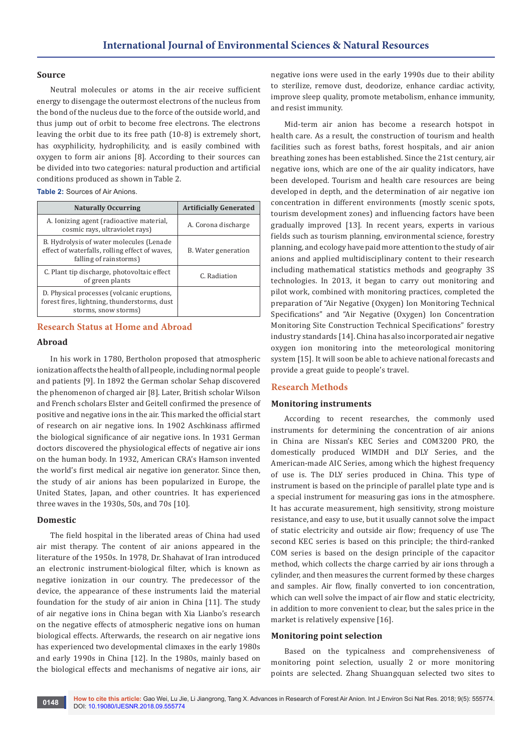### Source

Neutral molecules or atoms in the air receive sufficient energy to disengage the outermost electrons of the nucleus from the bond of the nucleus due to the force of the outside world, and thus jump out of orbit to become free electrons. The electrons leaving the orbit due to its free path (10-8) is extremely short, has oxyphilicity, hydrophilicity, and is easily combined with oxygen to form air anions [8]. According to their sources can be divided into two categories: natural production and artificial conditions produced as shown in Table 2.

**Table 2:** Sources of Air Anions.

| Naturally Occurring | Artificially Generated |
|---|---|
| A. Ionizing agent (radioactive material, cosmic rays, ultraviolet rays) | A. Corona discharge |
| B. Hydrolysis of water molecules (Lenade effect of waterfalls, rolling effect of waves, falling of rainstorms) | B. Water generation |
| C. Plant tip discharge, photovoltaic effect of green plants | C. Radiation |
| D. Physical processes (volcanic eruptions, forest fires, lightning, thunderstorms, dust storms, snow storms) | |

## Research Status at Home and Abroad

### Abroad

In his work in 1780, Bertholon proposed that atmospheric ionization affects the health of all people, including normal people and patients [9]. In 1892 the German scholar Sehap discovered the phenomenon of charged air [8]. Later, British scholar Wilson and French scholars Elster and Geitell confirmed the presence of positive and negative ions in the air. This marked the official start of research on air negative ions. In 1902 Aschkinass affirmed the biological significance of air negative ions. In 1931 German doctors discovered the physiological effects of negative air ions on the human body. In 1932, American CRA's Hamson invented the world's first medical air negative ion generator. Since then, the study of air anions has been popularized in Europe, the United States, Japan, and other countries. It has experienced three waves in the 1930s, 50s, and 70s [10].

### Domestic

The field hospital in the liberated areas of China had used air mist therapy. The content of air anions appeared in the literature of the 1950s. In 1978, Dr. Shahavat of Iran introduced an electronic instrument-biological filter, which is known as negative ionization in our country. The predecessor of the device, the appearance of these instruments laid the material foundation for the study of air anion in China [11]. The study of air negative ions in China began with Xia Lianbo's research on the negative effects of atmospheric negative ions on human biological effects. Afterwards, the research on air negative ions has experienced two developmental climaxes in the early 1980s and early 1990s in China [12]. In the 1980s, mainly based on the biological effects and mechanisms of negative air ions, air negative ions were used in the early 1990s due to their ability to sterilize, remove dust, deodorize, enhance cardiac activity, improve sleep quality, promote metabolism, enhance immunity, and resist immunity.

Mid-term air anion has become a research hotspot in health care. As a result, the construction of tourism and health facilities such as forest baths, forest hospitals, and air anion breathing zones has been established. Since the 21st century, air negative ions, which are one of the air quality indicators, have been developed. Tourism and health care resources are being developed in depth, and the determination of air negative ion concentration in different environments (mostly scenic spots, tourism development zones) and influencing factors have been gradually improved [13]. In recent years, experts in various fields such as tourism planning, environmental science, forestry planning, and ecology have paid more attention to the study of air anions and applied multidisciplinary content to their research including mathematical statistics methods and geography 3S technologies. In 2013, it began to carry out monitoring and pilot work, combined with monitoring practices, completed the preparation of "Air Negative (Oxygen) Ion Monitoring Technical Specifications" and "Air Negative (Oxygen) Ion Concentration Monitoring Site Construction Technical Specifications" forestry industry standards [14]. China has also incorporated air negative oxygen ion monitoring into the meteorological monitoring system [15]. It will soon be able to achieve national forecasts and provide a great guide to people's travel.

## Research Methods

### Monitoring instruments

According to recent researches, the commonly used instruments for determining the concentration of air anions in China are Nissan's KEC Series and COM3200 PRO, the domestically produced WIMDH and DLY Series, and the American-made AIC Series, among which the highest frequency of use is. The DLY series produced in China. This type of instrument is based on the principle of parallel plate type and is a special instrument for measuring gas ions in the atmosphere. It has accurate measurement, high sensitivity, strong moisture resistance, and easy to use, but it usually cannot solve the impact of static electricity and outside air flow; frequency of use The second KEC series is based on this principle; the third-ranked COM series is based on the design principle of the capacitor method, which collects the charge carried by air ions through a cylinder, and then measures the current formed by these charges and samples. Air flow, finally converted to ion concentration, which can well solve the impact of air flow and static electricity, in addition to more convenient to clear, but the sales price in the market is relatively expensive [16].

### Monitoring point selection

Based on the typicalness and comprehensiveness of monitoring point selection, usually 2 or more monitoring points are selected. Zhang Shuangquan selected two sites to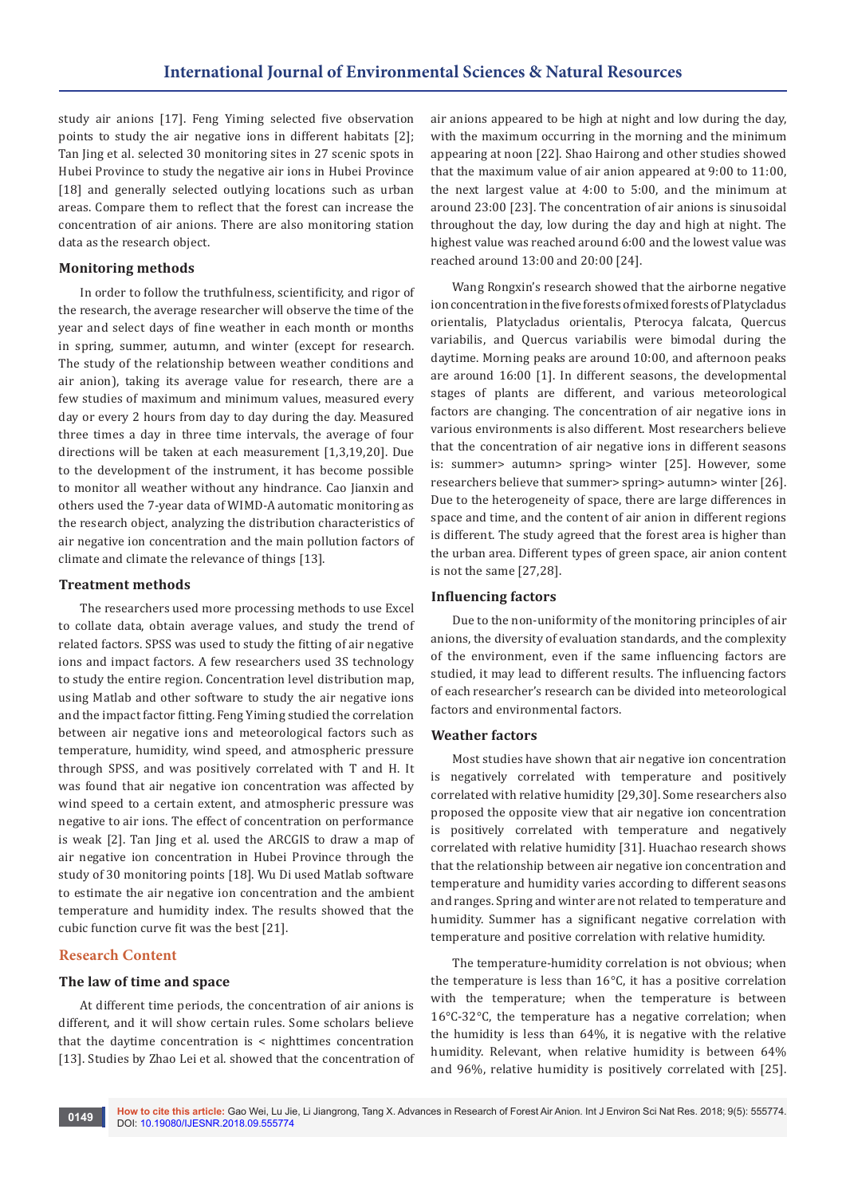study air anions [17]. Feng Yiming selected five observation points to study the air negative ions in different habitats [2]; Tan Jing et al. selected 30 monitoring sites in 27 scenic spots in Hubei Province to study the negative air ions in Hubei Province [18] and generally selected outlying locations such as urban areas. Compare them to reflect that the forest can increase the concentration of air anions. There are also monitoring station data as the research object.

### Monitoring methods

In order to follow the truthfulness, scientificity, and rigor of the research, the average researcher will observe the time of the year and select days of fine weather in each month or months in spring, summer, autumn, and winter (except for research. The study of the relationship between weather conditions and air anion), taking its average value for research, there are a few studies of maximum and minimum values, measured every day or every 2 hours from day to day during the day. Measured three times a day in three time intervals, the average of four directions will be taken at each measurement [1,3,19,20]. Due to the development of the instrument, it has become possible to monitor all weather without any hindrance. Cao Jianxin and others used the 7-year data of WIMD-A automatic monitoring as the research object, analyzing the distribution characteristics of air negative ion concentration and the main pollution factors of climate and climate the relevance of things [13].

### Treatment methods

The researchers used more processing methods to use Excel to collate data, obtain average values, and study the trend of related factors. SPSS was used to study the fitting of air negative ions and impact factors. A few researchers used 3S technology to study the entire region. Concentration level distribution map, using Matlab and other software to study the air negative ions and the impact factor fitting. Feng Yiming studied the correlation between air negative ions and meteorological factors such as temperature, humidity, wind speed, and atmospheric pressure through SPSS, and was positively correlated with T and H. It was found that air negative ion concentration was affected by wind speed to a certain extent, and atmospheric pressure was negative to air ions. The effect of concentration on performance is weak [2]. Tan Jing et al. used the ARCGIS to draw a map of air negative ion concentration in Hubei Province through the study of 30 monitoring points [18]. Wu Di used Matlab software to estimate the air negative ion concentration and the ambient temperature and humidity index. The results showed that the cubic function curve fit was the best [21].

## Research Content

### The law of time and space

At different time periods, the concentration of air anions is different, and it will show certain rules. Some scholars believe that the daytime concentration is < nighttimes concentration [13]. Studies by Zhao Lei et al. showed that the concentration of air anions appeared to be high at night and low during the day, with the maximum occurring in the morning and the minimum appearing at noon [22]. Shao Hairong and other studies showed that the maximum value of air anion appeared at 9:00 to 11:00, the next largest value at 4:00 to 5:00, and the minimum at around 23:00 [23]. The concentration of air anions is sinusoidal throughout the day, low during the day and high at night. The highest value was reached around 6:00 and the lowest value was reached around 13:00 and 20:00 [24].

Wang Rongxin's research showed that the airborne negative ion concentration in the five forests of mixed forests of Platycladus orientalis, Platycladus orientalis, Pterocya falcata, Quercus variabilis, and Quercus variabilis were bimodal during the daytime. Morning peaks are around 10:00, and afternoon peaks are around 16:00 [1]. In different seasons, the developmental stages of plants are different, and various meteorological factors are changing. The concentration of air negative ions in various environments is also different. Most researchers believe that the concentration of air negative ions in different seasons is: summer> autumn> spring> winter [25]. However, some researchers believe that summer> spring> autumn> winter [26]. Due to the heterogeneity of space, there are large differences in space and time, and the content of air anion in different regions is different. The study agreed that the forest area is higher than the urban area. Different types of green space, air anion content is not the same [27,28].

### Influencing factors

Due to the non-uniformity of the monitoring principles of air anions, the diversity of evaluation standards, and the complexity of the environment, even if the same influencing factors are studied, it may lead to different results. The influencing factors of each researcher's research can be divided into meteorological factors and environmental factors.

### Weather factors

Most studies have shown that air negative ion concentration is negatively correlated with temperature and positively correlated with relative humidity [29,30]. Some researchers also proposed the opposite view that air negative ion concentration is positively correlated with temperature and negatively correlated with relative humidity [31]. Huachao research shows that the relationship between air negative ion concentration and temperature and humidity varies according to different seasons and ranges. Spring and winter are not related to temperature and humidity. Summer has a significant negative correlation with temperature and positive correlation with relative humidity.

The temperature-humidity correlation is not obvious; when the temperature is less than 16°C, it has a positive correlation with the temperature; when the temperature is between 16°C-32°C, the temperature has a negative correlation; when the humidity is less than 64%, it is negative with the relative humidity. Relevant, when relative humidity is between 64% and 96%, relative humidity is positively correlated with [25].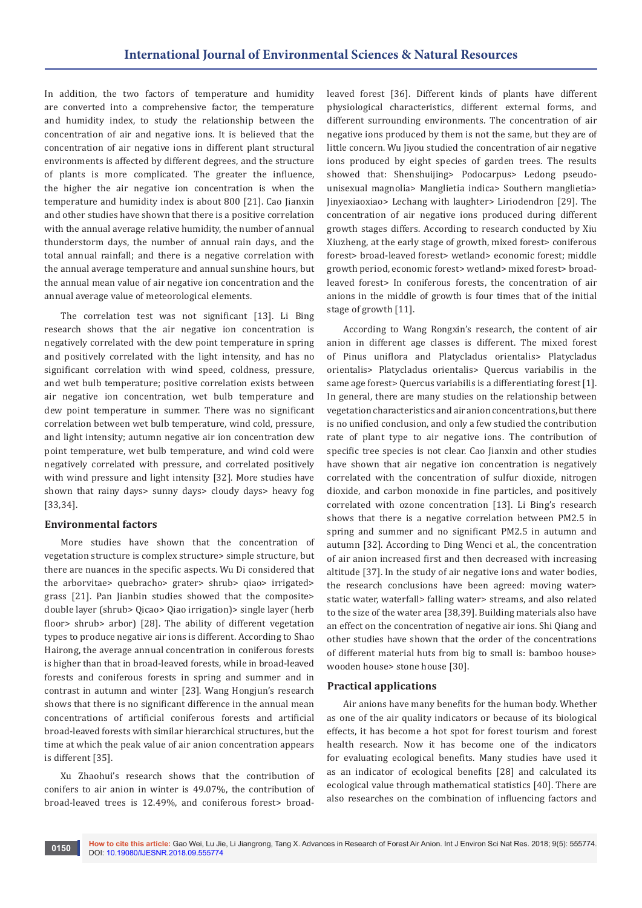In addition, the two factors of temperature and humidity are converted into a comprehensive factor, the temperature and humidity index, to study the relationship between the concentration of air and negative ions. It is believed that the concentration of air negative ions in different plant structural environments is affected by different degrees, and the structure of plants is more complicated. The greater the influence, the higher the air negative ion concentration is when the temperature and humidity index is about 800 [21]. Cao Jianxin and other studies have shown that there is a positive correlation with the annual average relative humidity, the number of annual thunderstorm days, the number of annual rain days, and the total annual rainfall; and there is a negative correlation with the annual average temperature and annual sunshine hours, but the annual mean value of air negative ion concentration and the annual average value of meteorological elements.

The correlation test was not significant [13]. Li Bing research shows that the air negative ion concentration is negatively correlated with the dew point temperature in spring and positively correlated with the light intensity, and has no significant correlation with wind speed, coldness, pressure, and wet bulb temperature; positive correlation exists between air negative ion concentration, wet bulb temperature and dew point temperature in summer. There was no significant correlation between wet bulb temperature, wind cold, pressure, and light intensity; autumn negative air ion concentration dew point temperature, wet bulb temperature, and wind cold were negatively correlated with pressure, and correlated positively with wind pressure and light intensity [32]. More studies have shown that rainy days> sunny days> cloudy days> heavy fog [33,34].

### Environmental factors

More studies have shown that the concentration of vegetation structure is complex structure> simple structure, but there are nuances in the specific aspects. Wu Di considered that the arborvitae> quebracho> grater> shrub> qiao> irrigated> grass [21]. Pan Jianbin studies showed that the composite> double layer (shrub> Qicao> Qiao irrigation)> single layer (herb floor> shrub> arbor) [28]. The ability of different vegetation types to produce negative air ions is different. According to Shao Hairong, the average annual concentration in coniferous forests is higher than that in broad-leaved forests, while in broad-leaved forests and coniferous forests in spring and summer and in contrast in autumn and winter [23]. Wang Hongjun's research shows that there is no significant difference in the annual mean concentrations of artificial coniferous forests and artificial broad-leaved forests with similar hierarchical structures, but the time at which the peak value of air anion concentration appears is different [35].

Xu Zhaohui's research shows that the contribution of conifers to air anion in winter is 49.07%, the contribution of broad-leaved trees is 12.49%, and coniferous forest> broad-leaved forest [36]. Different kinds of plants have different physiological characteristics, different external forms, and different surrounding environments. The concentration of air negative ions produced by them is not the same, but they are of little concern. Wu Jiyou studied the concentration of air negative ions produced by eight species of garden trees. The results showed that: Shenshuijing> Podocarpus> Ledong pseudo-unisexual magnolia> Manglietia indica> Southern manglietia> Jinyexiaoxiao> Lechang with laughter> Liriodendron [29]. The concentration of air negative ions produced during different growth stages differs. According to research conducted by Xiu Xiuzheng, at the early stage of growth, mixed forest> coniferous forest> broad-leaved forest> wetland> economic forest; middle growth period, economic forest> wetland> mixed forest> broad-leaved forest> In coniferous forests, the concentration of air anions in the middle of growth is four times that of the initial stage of growth [11].

According to Wang Rongxin's research, the content of air anion in different age classes is different. The mixed forest of Pinus uniflora and Platycladus orientalis> Platycladus orientalis> Platycladus orientalis> Quercus variabilis in the same age forest> Quercus variabilis is a differentiating forest [1]. In general, there are many studies on the relationship between vegetation characteristics and air anion concentrations, but there is no unified conclusion, and only a few studied the contribution rate of plant type to air negative ions. The contribution of specific tree species is not clear. Cao Jianxin and other studies have shown that air negative ion concentration is negatively correlated with the concentration of sulfur dioxide, nitrogen dioxide, and carbon monoxide in fine particles, and positively correlated with ozone concentration [13]. Li Bing's research shows that there is a negative correlation between PM2.5 in spring and summer and no significant PM2.5 in autumn and autumn [32]. According to Ding Wenci et al., the concentration of air anion increased first and then decreased with increasing altitude [37]. In the study of air negative ions and water bodies, the research conclusions have been agreed: moving water> static water, waterfall> falling water> streams, and also related to the size of the water area [38,39]. Building materials also have an effect on the concentration of negative air ions. Shi Qiang and other studies have shown that the order of the concentrations of different material huts from big to small is: bamboo house> wooden house> stone house [30].

### Practical applications

Air anions have many benefits for the human body. Whether as one of the air quality indicators or because of its biological effects, it has become a hot spot for forest tourism and forest health research. Now it has become one of the indicators for evaluating ecological benefits. Many studies have used it as an indicator of ecological benefits [28] and calculated its ecological value through mathematical statistics [40]. There are also researches on the combination of influencing factors and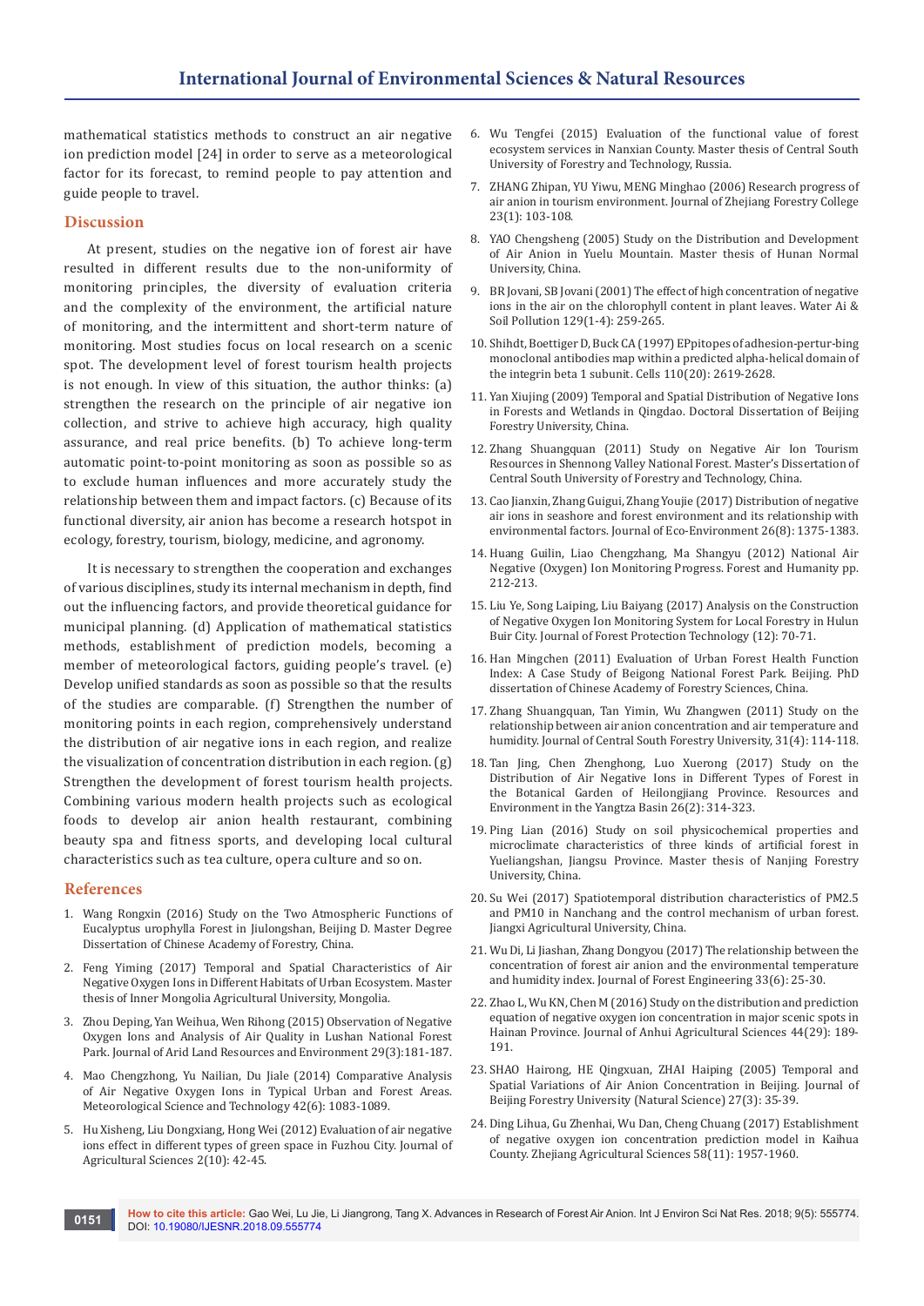mathematical statistics methods to construct an air negative ion prediction model [24] in order to serve as a meteorological factor for its forecast, to remind people to pay attention and guide people to travel.

## Discussion

At present, studies on the negative ion of forest air have resulted in different results due to the non-uniformity of monitoring principles, the diversity of evaluation criteria and the complexity of the environment, the artificial nature of monitoring, and the intermittent and short-term nature of monitoring. Most studies focus on local research on a scenic spot. The development level of forest tourism health projects is not enough. In view of this situation, the author thinks: (a) strengthen the research on the principle of air negative ion collection, and strive to achieve high accuracy, high quality assurance, and real price benefits. (b) To achieve long-term automatic point-to-point monitoring as soon as possible so as to exclude human influences and more accurately study the relationship between them and impact factors. (c) Because of its functional diversity, air anion has become a research hotspot in ecology, forestry, tourism, biology, medicine, and agronomy.

It is necessary to strengthen the cooperation and exchanges of various disciplines, study its internal mechanism in depth, find out the influencing factors, and provide theoretical guidance for municipal planning. (d) Application of mathematical statistics methods, establishment of prediction models, becoming a member of meteorological factors, guiding people's travel. (e) Develop unified standards as soon as possible so that the results of the studies are comparable. (f) Strengthen the number of monitoring points in each region, comprehensively understand the distribution of air negative ions in each region, and realize the visualization of concentration distribution in each region. (g) Strengthen the development of forest tourism health projects. Combining various modern health projects such as ecological foods to develop air anion health restaurant, combining beauty spa and fitness sports, and developing local cultural characteristics such as tea culture, opera culture and so on.

## References

1. Wang Rongxin (2016) Study on the Two Atmospheric Functions of Eucalyptus urophylla Forest in Jiulongshan, Beijing D. Master Degree Dissertation of Chinese Academy of Forestry, China.
2. Feng Yiming (2017) Temporal and Spatial Characteristics of Air Negative Oxygen Ions in Different Habitats of Urban Ecosystem. Master thesis of Inner Mongolia Agricultural University, Mongolia.
3. Zhou Deping, Yan Weihua, Wen Rihong (2015) Observation of Negative Oxygen Ions and Analysis of Air Quality in Lushan National Forest Park. Journal of Arid Land Resources and Environment 29(3):181-187.
4. Mao Chengzhong, Yu Nailian, Du Jiale (2014) Comparative Analysis of Air Negative Oxygen Ions in Typical Urban and Forest Areas. Meteorological Science and Technology 42(6): 1083-1089.
5. Hu Xisheng, Liu Dongxiang, Hong Wei (2012) Evaluation of air negative ions effect in different types of green space in Fuzhou City. Journal of Agricultural Sciences 2(10): 42-45.
6. Wu Tengfei (2015) Evaluation of the functional value of forest ecosystem services in Nanxian County. Master thesis of Central South University of Forestry and Technology, Russia.
7. ZHANG Zhipan, YU Yiwu, MENG Minghao (2006) Research progress of air anion in tourism environment. Journal of Zhejiang Forestry College 23(1): 103-108.
8. YAO Chengsheng (2005) Study on the Distribution and Development of Air Anion in Yuelu Mountain. Master thesis of Hunan Normal University, China.
9. BR Jovani, SB Jovani (2001) The effect of high concentration of negative ions in the air on the chlorophyll content in plant leaves. Water Ai & Soil Pollution 129(1-4): 259-265.
10. Shihdt, Boettiger D, Buck CA (1997) EPpitopes of adhesion-pertur-bing monoclonal antibodies map within a predicted alpha-helical domain of the integrin beta 1 subunit. Cells 110(20): 2619-2628.
11. Yan Xiujing (2009) Temporal and Spatial Distribution of Negative Ions in Forests and Wetlands in Qingdao. Doctoral Dissertation of Beijing Forestry University, China.
12. Zhang Shuangquan (2011) Study on Negative Air Ion Tourism Resources in Shennong Valley National Forest. Master's Dissertation of Central South University of Forestry and Technology, China.
13. Cao Jianxin, Zhang Guigui, Zhang Youjie (2017) Distribution of negative air ions in seashore and forest environment and its relationship with environmental factors. Journal of Eco-Environment 26(8): 1375-1383.
14. Huang Guilin, Liao Chengzhang, Ma Shangyu (2012) National Air Negative (Oxygen) Ion Monitoring Progress. Forest and Humanity pp. 212-213.
15. Liu Ye, Song Laiping, Liu Baiyang (2017) Analysis on the Construction of Negative Oxygen Ion Monitoring System for Local Forestry in Hulun Buir City. Journal of Forest Protection Technology (12): 70-71.
16. Han Mingchen (2011) Evaluation of Urban Forest Health Function Index: A Case Study of Beigong National Forest Park. Beijing. PhD dissertation of Chinese Academy of Forestry Sciences, China.
17. Zhang Shuangquan, Tan Yimin, Wu Zhangwen (2011) Study on the relationship between air anion concentration and air temperature and humidity. Journal of Central South Forestry University, 31(4): 114-118.
18. Tan Jing, Chen Zhenghong, Luo Xuerong (2017) Study on the Distribution of Air Negative Ions in Different Types of Forest in the Botanical Garden of Heilongjiang Province. Resources and Environment in the Yangtza Basin 26(2): 314-323.
19. Ping Lian (2016) Study on soil physicochemical properties and microclimate characteristics of three kinds of artificial forest in Yueliangshan, Jiangsu Province. Master thesis of Nanjing Forestry University, China.
20. Su Wei (2017) Spatiotemporal distribution characteristics of PM2.5 and PM10 in Nanchang and the control mechanism of urban forest. Jiangxi Agricultural University, China.
21. Wu Di, Li Jiashan, Zhang Dongyou (2017) The relationship between the concentration of forest air anion and the environmental temperature and humidity index. Journal of Forest Engineering 33(6): 25-30.
22. Zhao L, Wu KN, Chen M (2016) Study on the distribution and prediction equation of negative oxygen ion concentration in major scenic spots in Hainan Province. Journal of Anhui Agricultural Sciences 44(29): 189-191.
23. SHAO Hairong, HE Qingxuan, ZHAI Haiping (2005) Temporal and Spatial Variations of Air Anion Concentration in Beijing. Journal of Beijing Forestry University (Natural Science) 27(3): 35-39.
24. Ding Lihua, Gu Zhenhai, Wu Dan, Cheng Chuang (2017) Establishment of negative oxygen ion concentration prediction model in Kaihua County. Zhejiang Agricultural Sciences 58(11): 1957-1960.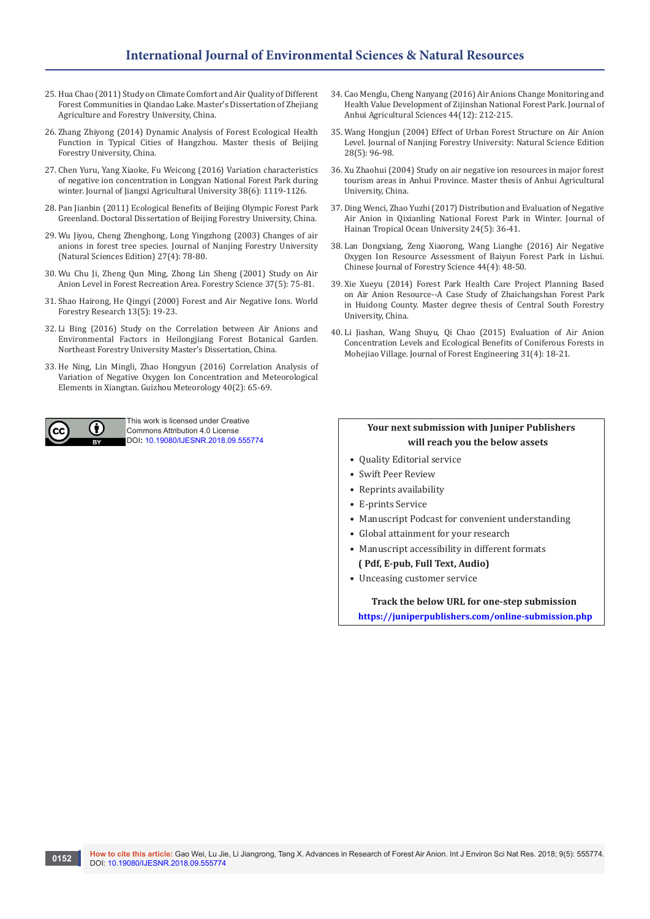25. Hua Chao (2011) Study on Climate Comfort and Air Quality of Different Forest Communities in Qiandao Lake. Master's Dissertation of Zhejiang Agriculture and Forestry University, China.

26. Zhang Zhiyong (2014) Dynamic Analysis of Forest Ecological Health Function in Typical Cities of Hangzhou. Master thesis of Beijing Forestry University, China.

27. Chen Yuru, Yang Xiaoke, Fu Weicong (2016) Variation characteristics of negative ion concentration in Longyan National Forest Park during winter. Journal of Jiangxi Agricultural University 38(6): 1119-1126.

28. Pan Jianbin (2011) Ecological Benefits of Beijing Olympic Forest Park Greenland. Doctoral Dissertation of Beijing Forestry University, China.

29. Wu Jiyou, Cheng Zhenghong, Long Yingzhong (2003) Changes of air anions in forest tree species. Journal of Nanjing Forestry University (Natural Sciences Edition) 27(4): 78-80.

30. Wu Chu Ji, Zheng Qun Ming, Zhong Lin Sheng (2001) Study on Air Anion Level in Forest Recreation Area. Forestry Science 37(5): 75-81.

31. Shao Hairong, He Qingyi (2000) Forest and Air Negative Ions. World Forestry Research 13(5): 19-23.

32. Li Bing (2016) Study on the Correlation between Air Anions and Environmental Factors in Heilongjiang Forest Botanical Garden. Northeast Forestry University Master's Dissertation, China.

33. He Ning, Lin Mingli, Zhao Hongyun (2016) Correlation Analysis of Variation of Negative Oxygen Ion Concentration and Meteorological Elements in Xiangtan. Guizhou Meteorology 40(2): 65-69.

34. Cao Menglu, Cheng Nanyang (2016) Air Anions Change Monitoring and Health Value Development of Zijinshan National Forest Park. Journal of Anhui Agricultural Sciences 44(12): 212-215.

35. Wang Hongjun (2004) Effect of Urban Forest Structure on Air Anion Level. Journal of Nanjing Forestry University: Natural Science Edition 28(5): 96-98.

36. Xu Zhaohui (2004) Study on air negative ion resources in major forest tourism areas in Anhui Province. Master thesis of Anhui Agricultural University, China.

37. Ding Wenci, Zhao Yuzhi (2017) Distribution and Evaluation of Negative Air Anion in Qixianling National Forest Park in Winter. Journal of Hainan Tropical Ocean University 24(5): 36-41.

38. Lan Dongxiang, Zeng Xiaorong, Wang Lianghe (2016) Air Negative Oxygen Ion Resource Assessment of Baiyun Forest Park in Lishui. Chinese Journal of Forestry Science 44(4): 48-50.

39. Xie Xueyu (2014) Forest Park Health Care Project Planning Based on Air Anion Resource--A Case Study of Zhaichangshan Forest Park in Huidong County. Master degree thesis of Central South Forestry University, China.

40. Li Jiashan, Wang Shuyu, Qi Chao (2015) Evaluation of Air Anion Concentration Levels and Ecological Benefits of Coniferous Forests in Mohejiao Village. Journal of Forest Engineering 31(4): 18-21.

This work is licensed under Creative Commons Attribution 4.0 License
DOI: 10.19080/IJESNR.2018.09.555774

**Your next submission with Juniper Publishers will reach you the below assets**

- Quality Editorial service
- Swift Peer Review
- Reprints availability
- E-prints Service
- Manuscript Podcast for convenient understanding
- Global attainment for your research
- Manuscript accessibility in different formats
  **( Pdf, E-pub, Full Text, Audio)**
- Unceasing customer service

**Track the below URL for one-step submission**
**https://juniperpublishers.com/online-submission.php**

**How to cite this article:** Gao Wei, Lu Jie, Li Jiangrong, Tang X. Advances in Research of Forest Air Anion. Int J Environ Sci Nat Res. 2018; 9(5): 555774. DOI: 10.19080/IJESNR.2018.09.555774